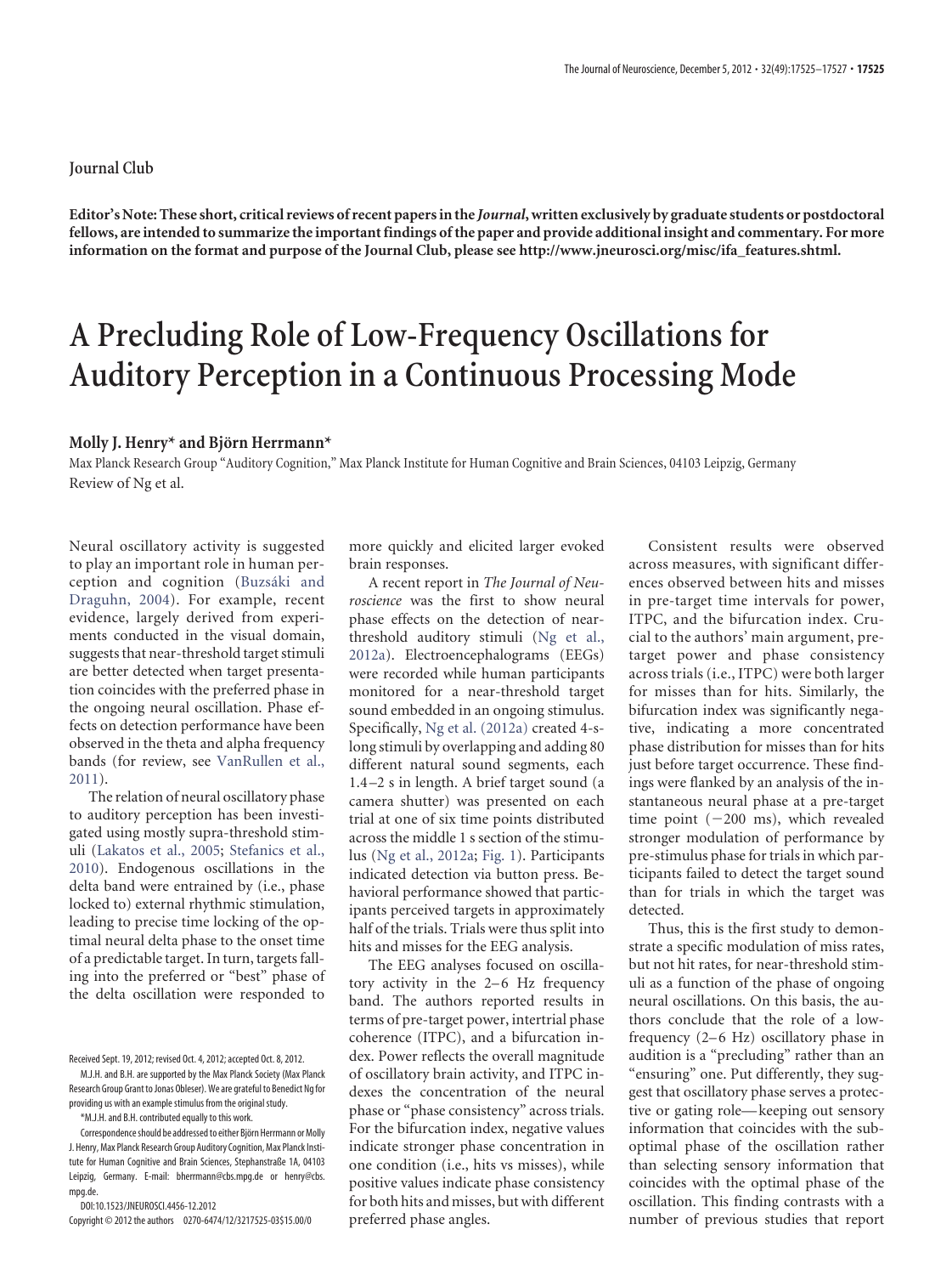Journal Club

**Editor's Note: These short, critical reviews of recent papers in the *Journal*, written exclusively by graduate students or postdoctoral fellows, are intended to summarize the important findings of the paper and provide additional insight and commentary. For more information on the format and purpose of the Journal Club, please see http://www.jneurosci.org/misc/ifa_features.shtml.**

# A Precluding Role of Low-Frequency Oscillations for Auditory Perception in a Continuous Processing Mode

**Molly J. Henry\* and Björn Herrmann\***

Max Planck Research Group "Auditory Cognition," Max Planck Institute for Human Cognitive and Brain Sciences, 04103 Leipzig, Germany

Review of Ng et al.

Neural oscillatory activity is suggested to play an important role in human perception and cognition (Buzsáki and Draguhn, 2004). For example, recent evidence, largely derived from experiments conducted in the visual domain, suggests that near-threshold target stimuli are better detected when target presentation coincides with the preferred phase in the ongoing neural oscillation. Phase effects on detection performance have been observed in the theta and alpha frequency bands (for review, see VanRullen et al., 2011).

The relation of neural oscillatory phase to auditory perception has been investigated using mostly supra-threshold stimuli (Lakatos et al., 2005; Stefanics et al., 2010). Endogenous oscillations in the delta band were entrained by (i.e., phase locked to) external rhythmic stimulation, leading to precise time locking of the optimal neural delta phase to the onset time of a predictable target. In turn, targets falling into the preferred or "best" phase of the delta oscillation were responded to more quickly and elicited larger evoked brain responses.

A recent report in *The Journal of Neuroscience* was the first to show neural phase effects on the detection of near-threshold auditory stimuli (Ng et al., 2012a). Electroencephalograms (EEGs) were recorded while human participants monitored for a near-threshold target sound embedded in an ongoing stimulus. Specifically, Ng et al. (2012a) created 4-s-long stimuli by overlapping and adding 80 different natural sound segments, each 1.4–2 s in length. A brief target sound (a camera shutter) was presented on each trial at one of six time points distributed across the middle 1 s section of the stimulus (Ng et al., 2012a; Fig. 1). Participants indicated detection via button press. Behavioral performance showed that participants perceived targets in approximately half of the trials. Trials were thus split into hits and misses for the EEG analysis.

The EEG analyses focused on oscillatory activity in the 2–6 Hz frequency band. The authors reported results in terms of pre-target power, intertrial phase coherence (ITPC), and a bifurcation index. Power reflects the overall magnitude of oscillatory brain activity, and ITPC indexes the concentration of the neural phase or "phase consistency" across trials. For the bifurcation index, negative values indicate stronger phase concentration in one condition (i.e., hits vs misses), while positive values indicate phase consistency for both hits and misses, but with different preferred phase angles.

Consistent results were observed across measures, with significant differences observed between hits and misses in pre-target time intervals for power, ITPC, and the bifurcation index. Crucial to the authors' main argument, pre-target power and phase consistency across trials (i.e., ITPC) were both larger for misses than for hits. Similarly, the bifurcation index was significantly negative, indicating a more concentrated phase distribution for misses than for hits just before target occurrence. These findings were flanked by an analysis of the instantaneous neural phase at a pre-target time point (−200 ms), which revealed stronger modulation of performance by pre-stimulus phase for trials in which participants failed to detect the target sound than for trials in which the target was detected.

Thus, this is the first study to demonstrate a specific modulation of miss rates, but not hit rates, for near-threshold stimuli as a function of the phase of ongoing neural oscillations. On this basis, the authors conclude that the role of a low-frequency (2–6 Hz) oscillatory phase in audition is a "precluding" rather than an "ensuring" one. Put differently, they suggest that oscillatory phase serves a protective or gating role—keeping out sensory information that coincides with the suboptimal phase of the oscillation rather than selecting sensory information that coincides with the optimal phase of the oscillation. This finding contrasts with a number of previous studies that report

Received Sept. 19, 2012; revised Oct. 4, 2012; accepted Oct. 8, 2012.

M.J.H. and B.H. are supported by the Max Planck Society (Max Planck Research Group Grant to Jonas Obleser). We are grateful to Benedict Ng for providing us with an example stimulus from the original study.

\*M.J.H. and B.H. contributed equally to this work.

Correspondence should be addressed to either Björn Herrmann or Molly J. Henry, Max Planck Research Group Auditory Cognition, Max Planck Institute for Human Cognitive and Brain Sciences, Stephanstraße 1A, 04103 Leipzig, Germany. E-mail: bherrmann@cbs.mpg.de or henry@cbs.mpg.de.

DOI:10.1523/JNEUROSCI.4456-12.2012

Copyright © 2012 the authors 0270-6474/12/3217525-03$15.00/0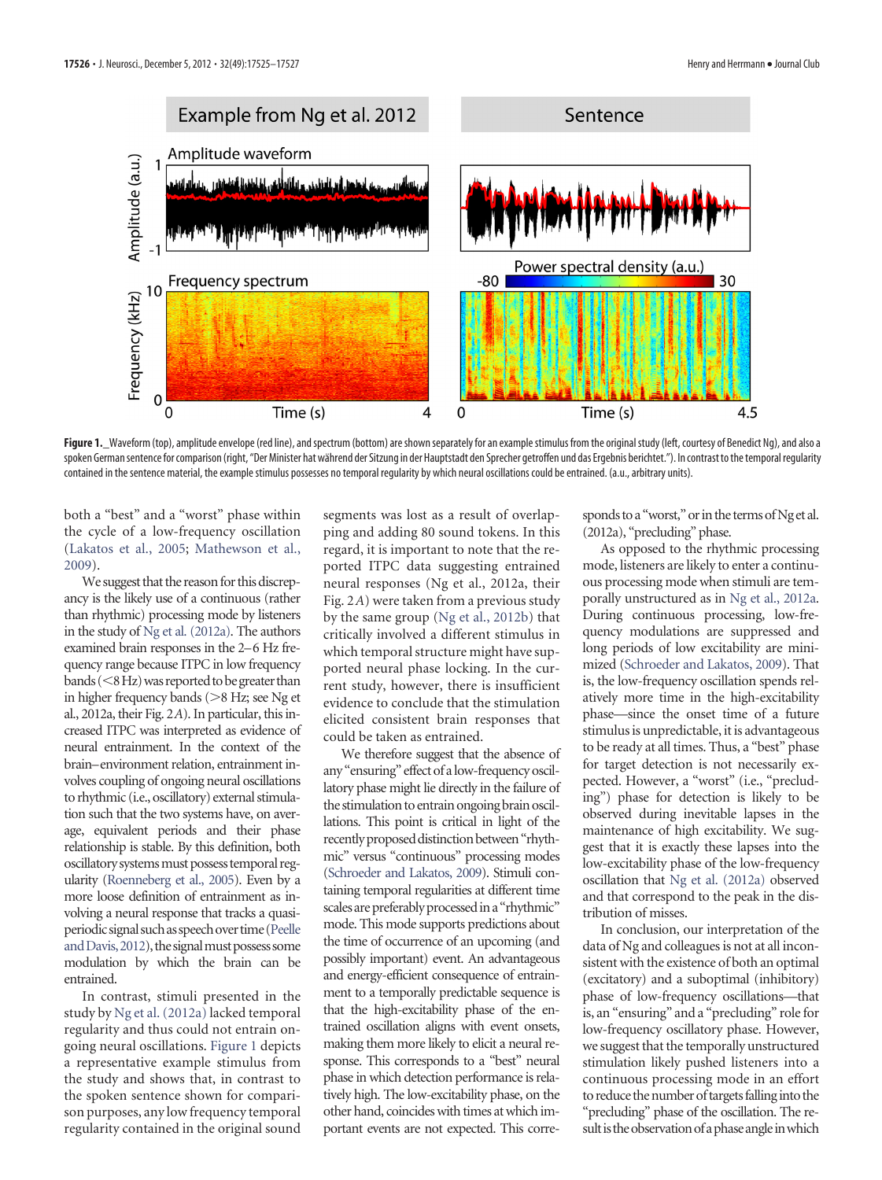Figure 1. Waveform (top), amplitude envelope (red line), and spectrum (bottom) are shown separately for an example stimulus from the original study (left, courtesy of Benedict Ng), and also a spoken German sentence for comparison (right, "Der Minister hat während der Sitzung in der Hauptstadt den Sprecher getroffen und das Ergebnis berichtet."). In contrast to the temporal regularity contained in the sentence material, the example stimulus possesses no temporal regularity by which neural oscillations could be entrained. (a.u., arbitrary units).

both a "best" and a "worst" phase within the cycle of a low-frequency oscillation (Lakatos et al., 2005; Mathewson et al., 2009).

We suggest that the reason for this discrepancy is the likely use of a continuous (rather than rhythmic) processing mode by listeners in the study of Ng et al. (2012a). The authors examined brain responses in the 2–6 Hz frequency range because ITPC in low frequency bands (<8 Hz) was reported to be greater than in higher frequency bands (>8 Hz; see Ng et al., 2012a, their Fig. 2*A*). In particular, this increased ITPC was interpreted as evidence of neural entrainment. In the context of the brain–environment relation, entrainment involves coupling of ongoing neural oscillations to rhythmic (i.e., oscillatory) external stimulation such that the two systems have, on average, equivalent periods and their phase relationship is stable. By this definition, both oscillatory systems must possess temporal regularity (Roenneberg et al., 2005). Even by a more loose definition of entrainment as involving a neural response that tracks a quasi-periodic signal such as speech over time (Peelle and Davis, 2012), the signal must possess some modulation by which the brain can be entrained.

In contrast, stimuli presented in the study by Ng et al. (2012a) lacked temporal regularity and thus could not entrain ongoing neural oscillations. Figure 1 depicts a representative example stimulus from the study and shows that, in contrast to the spoken sentence shown for comparison purposes, any low frequency temporal regularity contained in the original sound segments was lost as a result of overlapping and adding 80 sound tokens. In this regard, it is important to note that the reported ITPC data suggesting entrained neural responses (Ng et al., 2012a, their Fig. 2*A*) were taken from a previous study by the same group (Ng et al., 2012b) that critically involved a different stimulus in which temporal structure might have supported neural phase locking. In the current study, however, there is insufficient evidence to conclude that the stimulation elicited consistent brain responses that could be taken as entrained.

We therefore suggest that the absence of any "ensuring" effect of a low-frequency oscillatory phase might lie directly in the failure of the stimulation to entrain ongoing brain oscillations. This point is critical in light of the recently proposed distinction between "rhythmic" versus "continuous" processing modes (Schroeder and Lakatos, 2009). Stimuli containing temporal regularities at different time scales are preferably processed in a "rhythmic" mode. This mode supports predictions about the time of occurrence of an upcoming (and possibly important) event. An advantageous and energy-efficient consequence of entrainment to a temporally predictable sequence is that the high-excitability phase of the entrained oscillation aligns with event onsets, making them more likely to elicit a neural response. This corresponds to a "best" neural phase in which detection performance is relatively high. The low-excitability phase, on the other hand, coincides with times at which important events are not expected. This corresponds to a "worst," or in the terms of Ng et al. (2012a), "precluding" phase.

As opposed to the rhythmic processing mode, listeners are likely to enter a continuous processing mode when stimuli are temporally unstructured as in Ng et al., 2012a. During continuous processing, low-frequency modulations are suppressed and long periods of low excitability are minimized (Schroeder and Lakatos, 2009). That is, the low-frequency oscillation spends relatively more time in the high-excitability phase—since the onset time of a future stimulus is unpredictable, it is advantageous to be ready at all times. Thus, a "best" phase for target detection is not necessarily expected. However, a "worst" (i.e., "precluding") phase for detection is likely to be observed during inevitable lapses in the maintenance of high excitability. We suggest that it is exactly these lapses into the low-excitability phase of the low-frequency oscillation that Ng et al. (2012a) observed and that correspond to the peak in the distribution of misses.

In conclusion, our interpretation of the data of Ng and colleagues is not at all inconsistent with the existence of both an optimal (excitatory) and a suboptimal (inhibitory) phase of low-frequency oscillations—that is, an "ensuring" and a "precluding" role for low-frequency oscillatory phase. However, we suggest that the temporally unstructured stimulation likely pushed listeners into a continuous processing mode in an effort to reduce the number of targets falling into the "precluding" phase of the oscillation. The result is the observation of a phase angle in which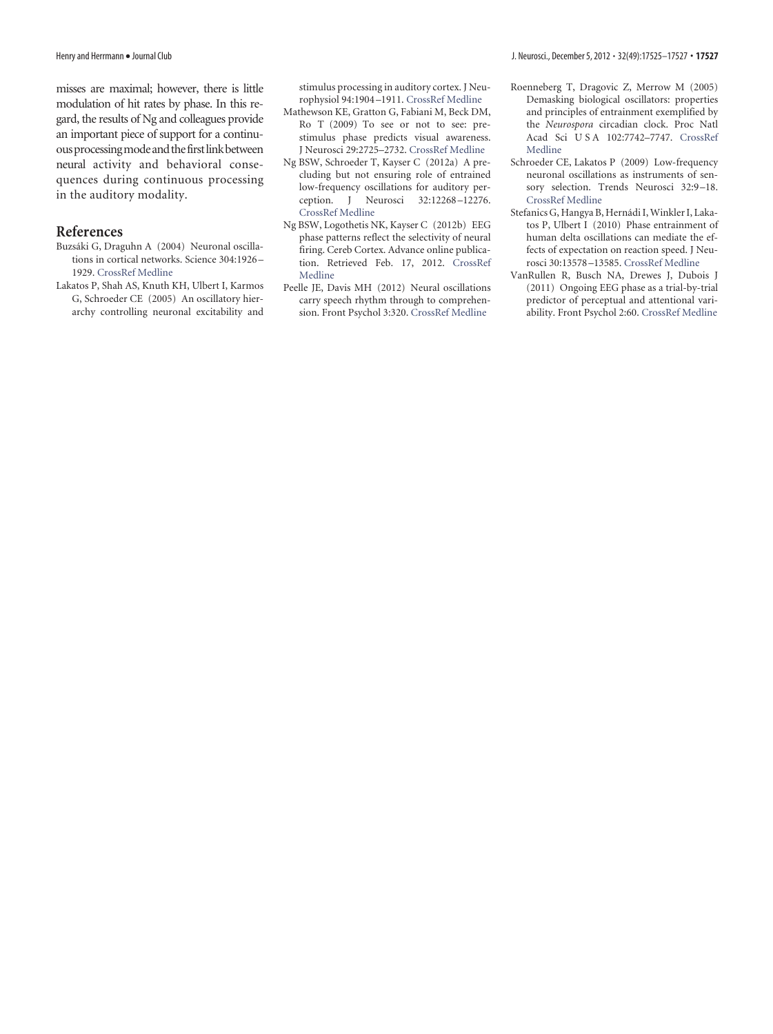misses are maximal; however, there is little modulation of hit rates by phase. In this regard, the results of Ng and colleagues provide an important piece of support for a continuous processing mode and the first link between neural activity and behavioral consequences during continuous processing in the auditory modality.

## References

Buzsáki G, Draguhn A (2004) Neuronal oscillations in cortical networks. Science 304:1926–1929. CrossRef Medline

Lakatos P, Shah AS, Knuth KH, Ulbert I, Karmos G, Schroeder CE (2005) An oscillatory hierarchy controlling neuronal excitability and stimulus processing in auditory cortex. J Neurophysiol 94:1904–1911. CrossRef Medline

Mathewson KE, Gratton G, Fabiani M, Beck DM, Ro T (2009) To see or not to see: prestimulus phase predicts visual awareness. J Neurosci 29:2725–2732. CrossRef Medline

Ng BSW, Schroeder T, Kayser C (2012a) A precluding but not ensuring role of entrained low-frequency oscillations for auditory perception. J Neurosci 32:12268–12276. CrossRef Medline

Ng BSW, Logothetis NK, Kayser C (2012b) EEG phase patterns reflect the selectivity of neural firing. Cereb Cortex. Advance online publication. Retrieved Feb. 17, 2012. CrossRef Medline

Peelle JE, Davis MH (2012) Neural oscillations carry speech rhythm through to comprehension. Front Psychol 3:320. CrossRef Medline

Roenneberg T, Dragovic Z, Merrow M (2005) Demasking biological oscillators: properties and principles of entrainment exemplified by the *Neurospora* circadian clock. Proc Natl Acad Sci U S A 102:7742–7747. CrossRef Medline

Schroeder CE, Lakatos P (2009) Low-frequency neuronal oscillations as instruments of sensory selection. Trends Neurosci 32:9–18. CrossRef Medline

Stefanics G, Hangya B, Hernádi I, Winkler I, Lakatos P, Ulbert I (2010) Phase entrainment of human delta oscillations can mediate the effects of expectation on reaction speed. J Neurosci 30:13578–13585. CrossRef Medline

VanRullen R, Busch NA, Drewes J, Dubois J (2011) Ongoing EEG phase as a trial-by-trial predictor of perceptual and attentional variability. Front Psychol 2:60. CrossRef Medline